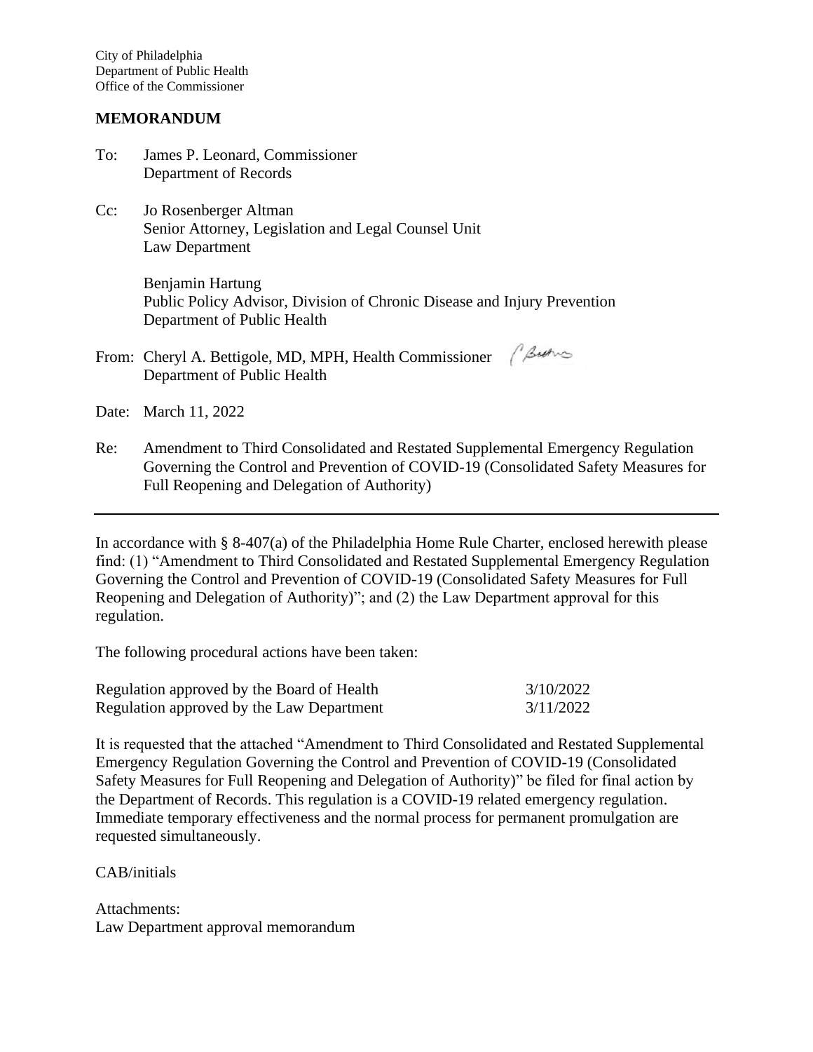City of Philadelphia
Department of Public Health
Office of the Commissioner

**MEMORANDUM**

To: James P. Leonard, Commissioner
Department of Records

Cc: Jo Rosenberger Altman
Senior Attorney, Legislation and Legal Counsel Unit
Law Department

Benjamin Hartung
Public Policy Advisor, Division of Chronic Disease and Injury Prevention
Department of Public Health

From: Cheryl A. Bettigole, MD, MPH, Health Commissioner
Department of Public Health

Date: March 11, 2022

Re: Amendment to Third Consolidated and Restated Supplemental Emergency Regulation Governing the Control and Prevention of COVID-19 (Consolidated Safety Measures for Full Reopening and Delegation of Authority)

---

In accordance with § 8-407(a) of the Philadelphia Home Rule Charter, enclosed herewith please find: (1) "Amendment to Third Consolidated and Restated Supplemental Emergency Regulation Governing the Control and Prevention of COVID-19 (Consolidated Safety Measures for Full Reopening and Delegation of Authority)"; and (2) the Law Department approval for this regulation.

The following procedural actions have been taken:

| | |
|---|---|
| Regulation approved by the Board of Health | 3/10/2022 |
| Regulation approved by the Law Department | 3/11/2022 |

It is requested that the attached "Amendment to Third Consolidated and Restated Supplemental Emergency Regulation Governing the Control and Prevention of COVID-19 (Consolidated Safety Measures for Full Reopening and Delegation of Authority)" be filed for final action by the Department of Records. This regulation is a COVID-19 related emergency regulation. Immediate temporary effectiveness and the normal process for permanent promulgation are requested simultaneously.

CAB/initials

Attachments:
Law Department approval memorandum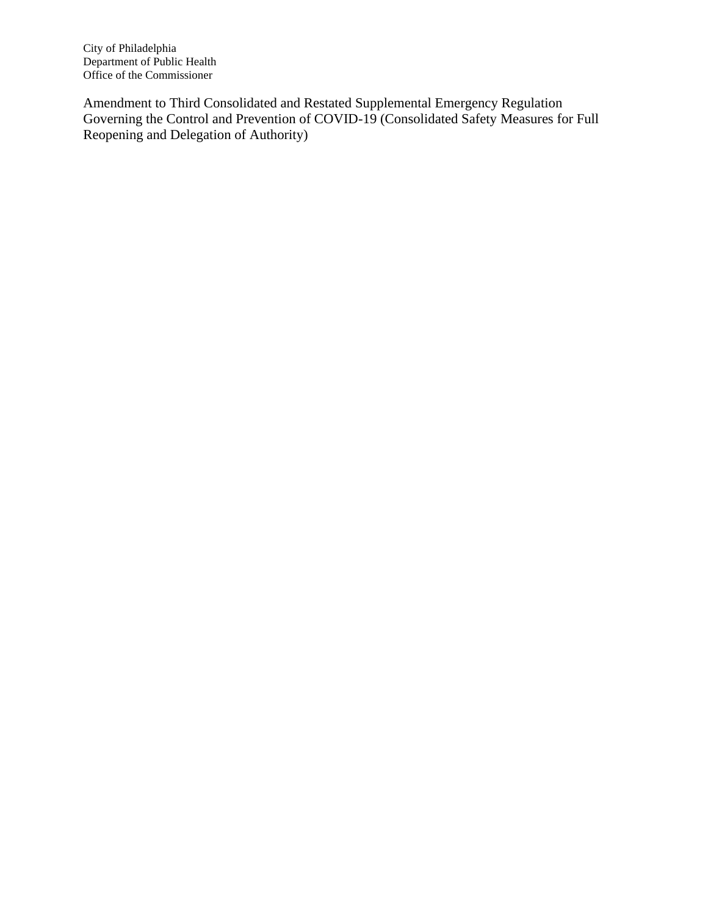City of Philadelphia
Department of Public Health
Office of the Commissioner

Amendment to Third Consolidated and Restated Supplemental Emergency Regulation Governing the Control and Prevention of COVID-19 (Consolidated Safety Measures for Full Reopening and Delegation of Authority)